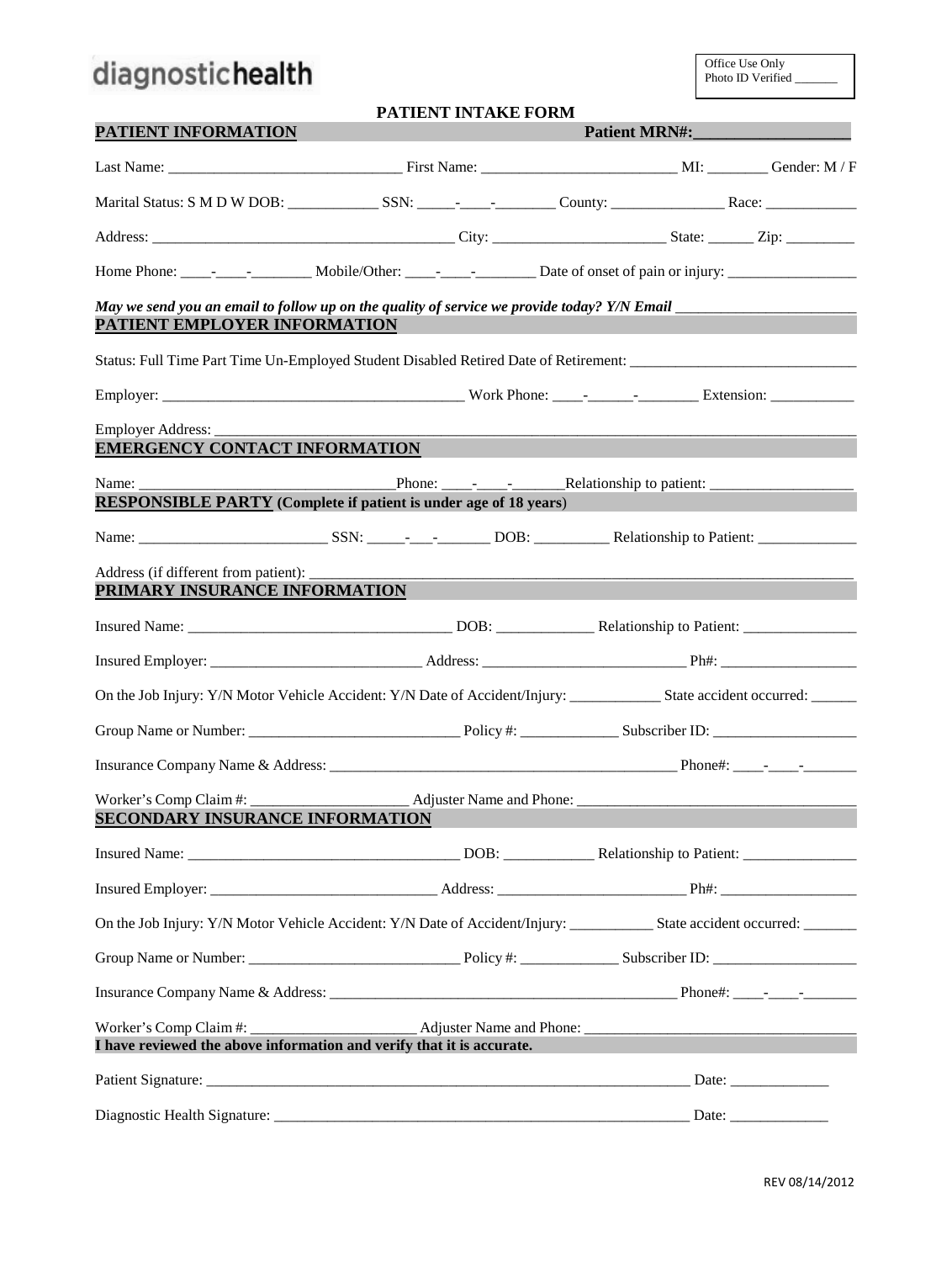diagnostichealth

Office Use Only
Photo ID Verified _______

# PATIENT INTAKE FORM

## PATIENT INFORMATION

**Patient MRN#:___________________**

Last Name: ______________________________ First Name: _________________________ MI: ________ Gender: M / F

Marital Status: S M D W DOB: ____________ SSN: _____-____-________ County: _______________ Race: ____________

Address: ________________________________________ City: ______________________ State: ______ Zip: _________

Home Phone: ____-____-________ Mobile/Other: ____-____-________ Date of onset of pain or injury: _________________

*May we send you an email to follow up on the quality of service we provide today? Y/N Email* ________________________

## PATIENT EMPLOYER INFORMATION

Status: Full Time Part Time Un-Employed Student Disabled Retired Date of Retirement: ______________________________

Employer: ________________________________________ Work Phone: ____-______-________ Extension: ___________

Employer Address: ____________________________________________________________________________________________

## EMERGENCY CONTACT INFORMATION

Name: _________________________________Phone: ____-____-_______Relationship to patient: ___________________

## RESPONSIBLE PARTY (Complete if patient is under age of 18 years)

Name: _________________________ SSN: _____-___-_______ DOB: __________ Relationship to Patient: _____________

Address (if different from patient): __________________________________________________________________________

## PRIMARY INSURANCE INFORMATION

Insured Name: __________________________________ DOB: _____________ Relationship to Patient: _______________

Insured Employer: ____________________________ Address: __________________________ Ph#: __________________

On the Job Injury: Y/N Motor Vehicle Accident: Y/N Date of Accident/Injury: ____________ State accident occurred: ______

Group Name or Number: ____________________________ Policy #: _____________ Subscriber ID: ___________________

Insurance Company Name & Address: _______________________________________________ Phone#: ____-____-_______

Worker's Comp Claim #: _____________________ Adjuster Name and Phone: _____________________________________

## SECONDARY INSURANCE INFORMATION

Insured Name: ___________________________________ DOB: ____________ Relationship to Patient: _______________

Insured Employer: ______________________________ Address: _________________________ Ph#: __________________

On the Job Injury: Y/N Motor Vehicle Accident: Y/N Date of Accident/Injury: ___________ State accident occurred: _______

Group Name or Number: ____________________________ Policy #: _____________ Subscriber ID: ___________________

Insurance Company Name & Address: _______________________________________________ Phone#: ____-____-_______

Worker's Comp Claim #: ______________________ Adjuster Name and Phone: ____________________________________

**I have reviewed the above information and verify that it is accurate.**

Patient Signature: _____________________________________________________________________ Date: _____________

Diagnostic Health Signature: __________________________________________________________ Date: _____________

REV 08/14/2012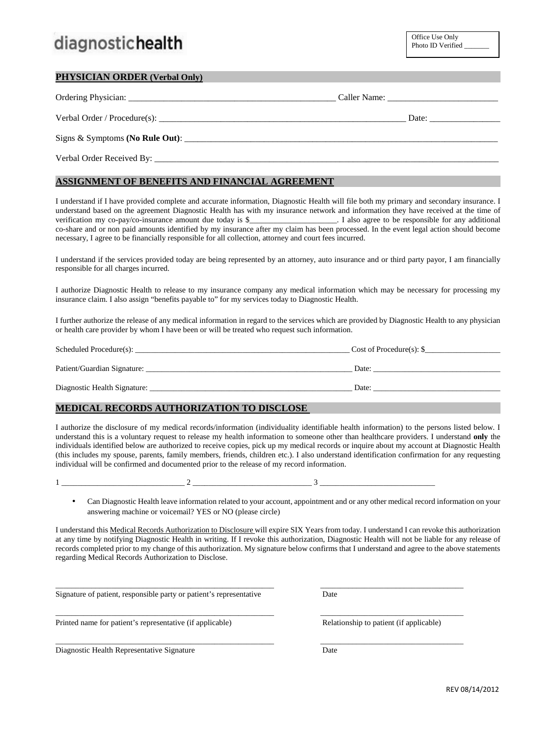diagnostichealth

Office Use Only
Photo ID Verified _______

## PHYSICIAN ORDER (Verbal Only)

Ordering Physician: ________________________________________________ Caller Name: _________________________

Verbal Order / Procedure(s): _________________________________________________________ Date: ________________

Signs & Symptoms **(No Rule Out)**: ________________________________________________________________________

Verbal Order Received By: _______________________________________________________________________________

## ASSIGNMENT OF BENEFITS AND FINANCIAL AGREEMENT

I understand if I have provided complete and accurate information, Diagnostic Health will file both my primary and secondary insurance. I understand based on the agreement Diagnostic Health has with my insurance network and information they have received at the time of verification my co-pay/co-insurance amount due today is $_____________________. I also agree to be responsible for any additional co-share and or non paid amounts identified by my insurance after my claim has been processed. In the event legal action should become necessary, I agree to be financially responsible for all collection, attorney and court fees incurred.

I understand if the services provided today are being represented by an attorney, auto insurance and or third party payor, I am financially responsible for all charges incurred.

I authorize Diagnostic Health to release to my insurance company any medical information which may be necessary for processing my insurance claim. I also assign "benefits payable to" for my services today to Diagnostic Health.

I further authorize the release of any medical information in regard to the services which are provided by Diagnostic Health to any physician or health care provider by whom I have been or will be treated who request such information.

Scheduled Procedure(s): ________________________________________________________ Cost of Procedure(s): $___________________

Patient/Guardian Signature: ______________________________________________________ Date: _________________________________

Diagnostic Health Signature: _____________________________________________________ Date: _________________________________

## MEDICAL RECORDS AUTHORIZATION TO DISCLOSE

I authorize the disclosure of my medical records/information (individuality identifiable health information) to the persons listed below. I understand this is a voluntary request to release my health information to someone other than healthcare providers. I understand **only** the individuals identified below are authorized to receive copies, pick up my medical records or inquire about my account at Diagnostic Health (this includes my spouse, parents, family members, friends, children etc.). I also understand identification confirmation for any requesting individual will be confirmed and documented prior to the release of my record information.

1 ______________________________ 2 ______________________________ 3 _____________________________

- Can Diagnostic Health leave information related to your account, appointment and or any other medical record information on your answering machine or voicemail? YES or NO (please circle)

I understand this Medical Records Authorization to Disclosure will expire SIX Years from today. I understand I can revoke this authorization at any time by notifying Diagnostic Health in writing. If I revoke this authorization, Diagnostic Health will not be liable for any release of records completed prior to my change of this authorization. My signature below confirms that I understand and agree to the above statements regarding Medical Records Authorization to Disclose.

________________________________________________________ ____________________________________
Signature of patient, responsible party or patient's representative Date

________________________________________________________ ____________________________________
Printed name for patient's representative (if applicable) Relationship to patient (if applicable)

________________________________________________________ ____________________________________
Diagnostic Health Representative Signature Date

REV 08/14/2012